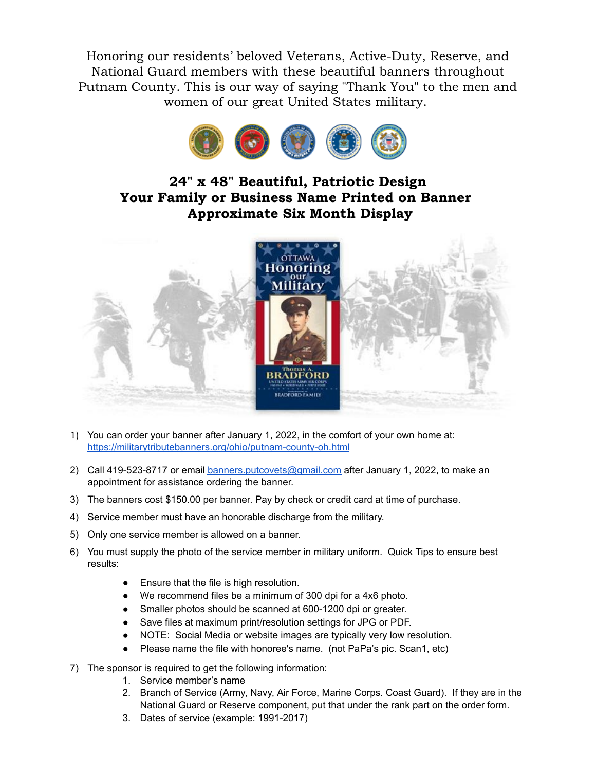Honoring our residents' beloved Veterans, Active-Duty, Reserve, and National Guard members with these beautiful banners throughout Putnam County. This is our way of saying "Thank You" to the men and women of our great United States military.

**24" x 48" Beautiful, Patriotic Design**
**Your Family or Business Name Printed on Banner**
**Approximate Six Month Display**

1) You can order your banner after January 1, 2022, in the comfort of your own home at: https://militarytributebanners.org/ohio/putnam-county-oh.html
2) Call 419-523-8717 or email banners.putcovets@gmail.com after January 1, 2022, to make an appointment for assistance ordering the banner.
3) The banners cost $150.00 per banner. Pay by check or credit card at time of purchase.
4) Service member must have an honorable discharge from the military.
5) Only one service member is allowed on a banner.
6) You must supply the photo of the service member in military uniform. Quick Tips to ensure best results:
   - Ensure that the file is high resolution.
   - We recommend files be a minimum of 300 dpi for a 4x6 photo.
   - Smaller photos should be scanned at 600-1200 dpi or greater.
   - Save files at maximum print/resolution settings for JPG or PDF.
   - NOTE: Social Media or website images are typically very low resolution.
   - Please name the file with honoree's name. (not PaPa's pic. Scan1, etc)
7) The sponsor is required to get the following information:
   1. Service member's name
   2. Branch of Service (Army, Navy, Air Force, Marine Corps. Coast Guard). If they are in the National Guard or Reserve component, put that under the rank part on the order form.
   3. Dates of service (example: 1991-2017)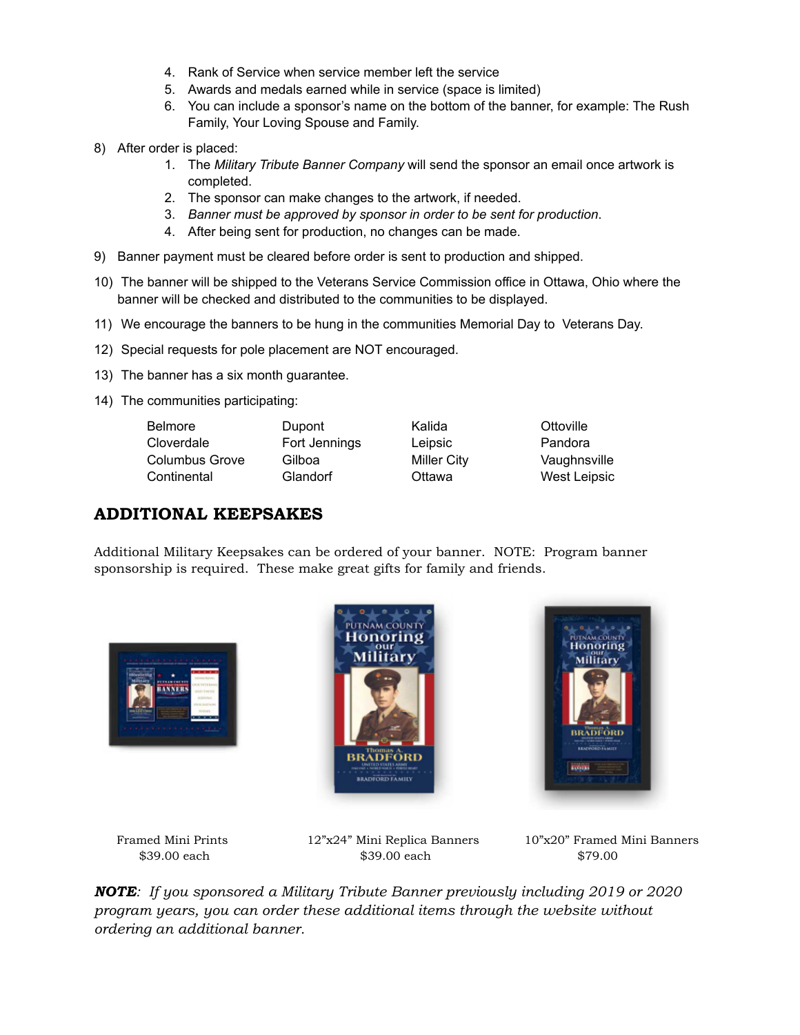4. Rank of Service when service member left the service
5. Awards and medals earned while in service (space is limited)
6. You can include a sponsor's name on the bottom of the banner, for example: The Rush Family, Your Loving Spouse and Family.

8) After order is placed:
   1. The *Military Tribute Banner Company* will send the sponsor an email once artwork is completed.
   2. The sponsor can make changes to the artwork, if needed.
   3. *Banner must be approved by sponsor in order to be sent for production*.
   4. After being sent for production, no changes can be made.

9) Banner payment must be cleared before order is sent to production and shipped.

10) The banner will be shipped to the Veterans Service Commission office in Ottawa, Ohio where the banner will be checked and distributed to the communities to be displayed.

11) We encourage the banners to be hung in the communities Memorial Day to Veterans Day.

12) Special requests for pole placement are NOT encouraged.

13) The banner has a six month guarantee.

14) The communities participating:

| | | | |
|---|---|---|---|
| Belmore | Dupont | Kalida | Ottoville |
| Cloverdale | Fort Jennings | Leipsic | Pandora |
| Columbus Grove | Gilboa | Miller City | Vaughnsville |
| Continental | Glandorf | Ottawa | West Leipsic |

## ADDITIONAL KEEPSAKES

Additional Military Keepsakes can be ordered of your banner. NOTE: Program banner sponsorship is required. These make great gifts for family and friends.

Framed Mini Prints
$39.00 each

12"x24" Mini Replica Banners
$39.00 each

10"x20" Framed Mini Banners
$79.00

***NOTE****: If you sponsored a Military Tribute Banner previously including 2019 or 2020 program years, you can order these additional items through the website without ordering an additional banner.*